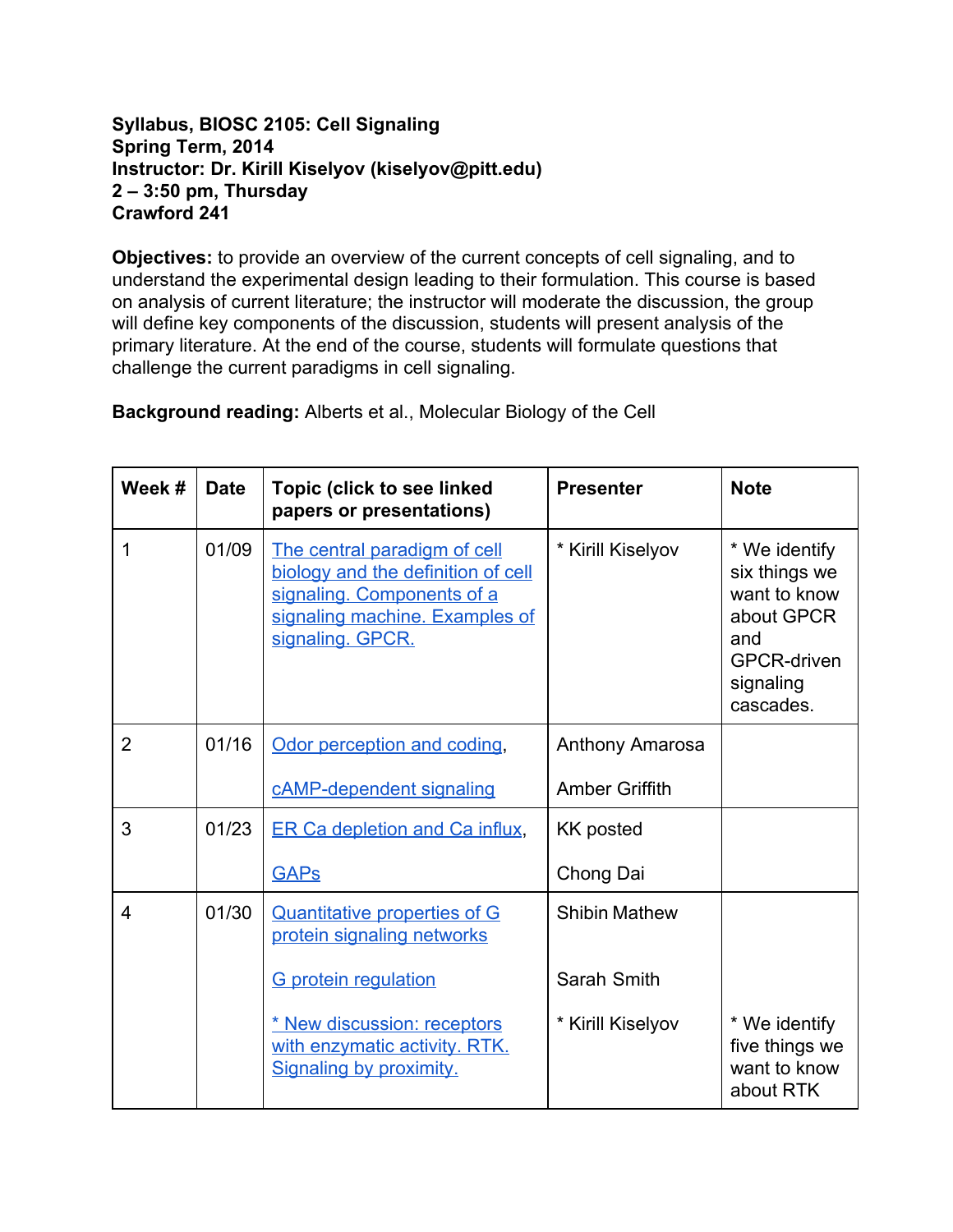**Syllabus, BIOSC 2105: Cell Signaling**
**Spring Term, 2014**
**Instructor: Dr. Kirill Kiselyov (kiselyov@pitt.edu)**
**2 – 3:50 pm, Thursday**
**Crawford 241**

**Objectives:** to provide an overview of the current concepts of cell signaling, and to understand the experimental design leading to their formulation. This course is based on analysis of current literature; the instructor will moderate the discussion, the group will define key components of the discussion, students will present analysis of the primary literature. At the end of the course, students will formulate questions that challenge the current paradigms in cell signaling.

**Background reading:** Alberts et al., Molecular Biology of the Cell

| Week # | Date | Topic (click to see linked papers or presentations) | Presenter | Note |
|---|---|---|---|---|
| 1 | 01/09 | The central paradigm of cell biology and the definition of cell signaling. Components of a signaling machine. Examples of signaling. GPCR. | * Kirill Kiselyov | * We identify six things we want to know about GPCR and GPCR-driven signaling cascades. |
| 2 | 01/16 | Odor perception and coding,<br><br>cAMP-dependent signaling | Anthony Amarosa<br><br>Amber Griffith | |
| 3 | 01/23 | ER Ca depletion and Ca influx,<br><br>GAPs | KK posted<br><br>Chong Dai | |
| 4 | 01/30 | Quantitative properties of G protein signaling networks<br><br>G protein regulation<br><br>* New discussion: receptors with enzymatic activity. RTK. Signaling by proximity. | Shibin Mathew<br><br>Sarah Smith<br><br>* Kirill Kiselyov | <br><br><br><br>* We identify five things we want to know about RTK |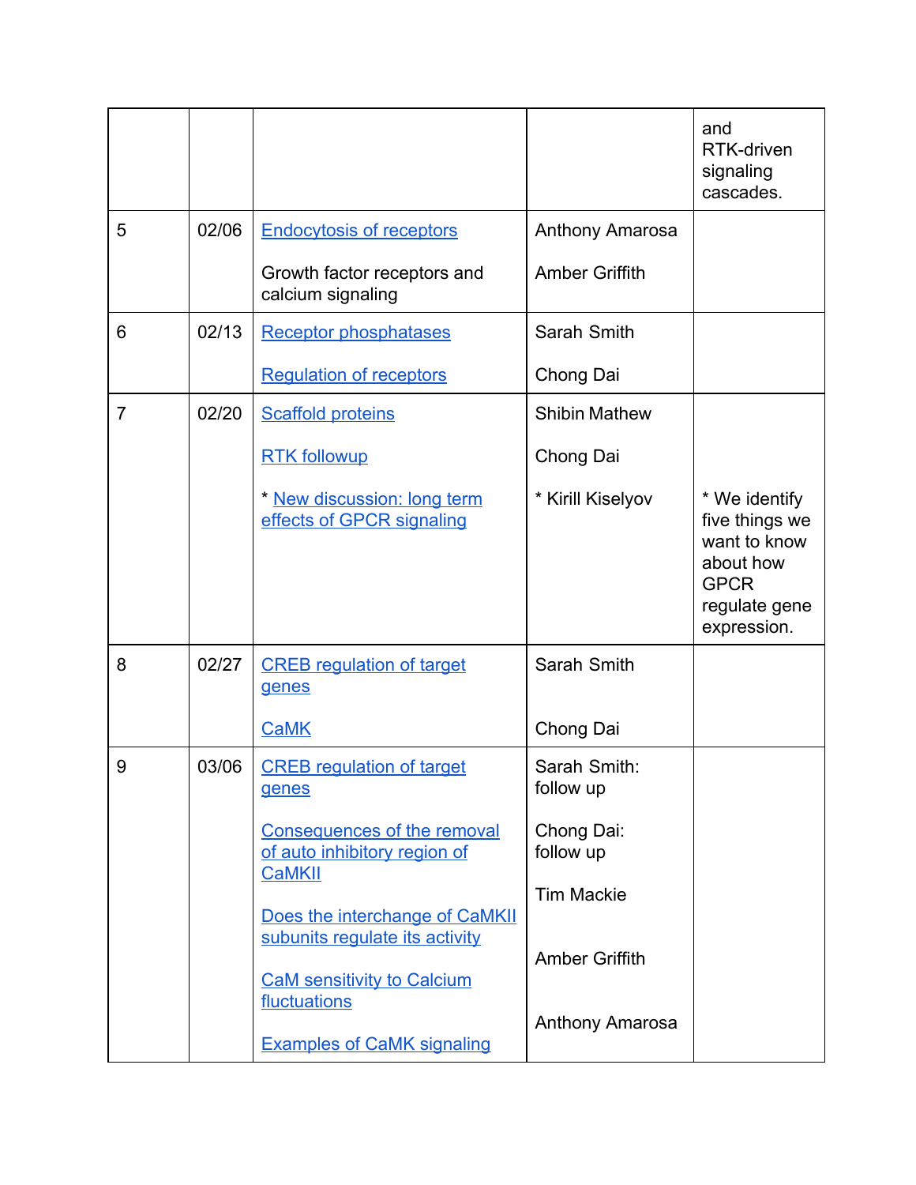| | | | | and RTK-driven signaling cascades. |
|---|---|---|---|---|
| 5 | 02/06 | Endocytosis of receptors<br><br>Growth factor receptors and calcium signaling | Anthony Amarosa<br><br>Amber Griffith | |
| 6 | 02/13 | Receptor phosphatases<br><br>Regulation of receptors | Sarah Smith<br><br>Chong Dai | |
| 7 | 02/20 | Scaffold proteins<br><br>RTK followup<br><br>* New discussion: long term effects of GPCR signaling | Shibin Mathew<br><br>Chong Dai<br><br>* Kirill Kiselyov | * We identify five things we want to know about how GPCR regulate gene expression. |
| 8 | 02/27 | CREB regulation of target genes<br><br>CaMK | Sarah Smith<br><br>Chong Dai | |
| 9 | 03/06 | CREB regulation of target genes<br><br>Consequences of the removal of auto inhibitory region of CaMKII<br><br>Does the interchange of CaMKII subunits regulate its activity<br><br>CaM sensitivity to Calcium fluctuations<br><br>Examples of CaMK signaling | Sarah Smith: follow up<br><br>Chong Dai: follow up<br><br>Tim Mackie<br><br>Amber Griffith<br><br>Anthony Amarosa | |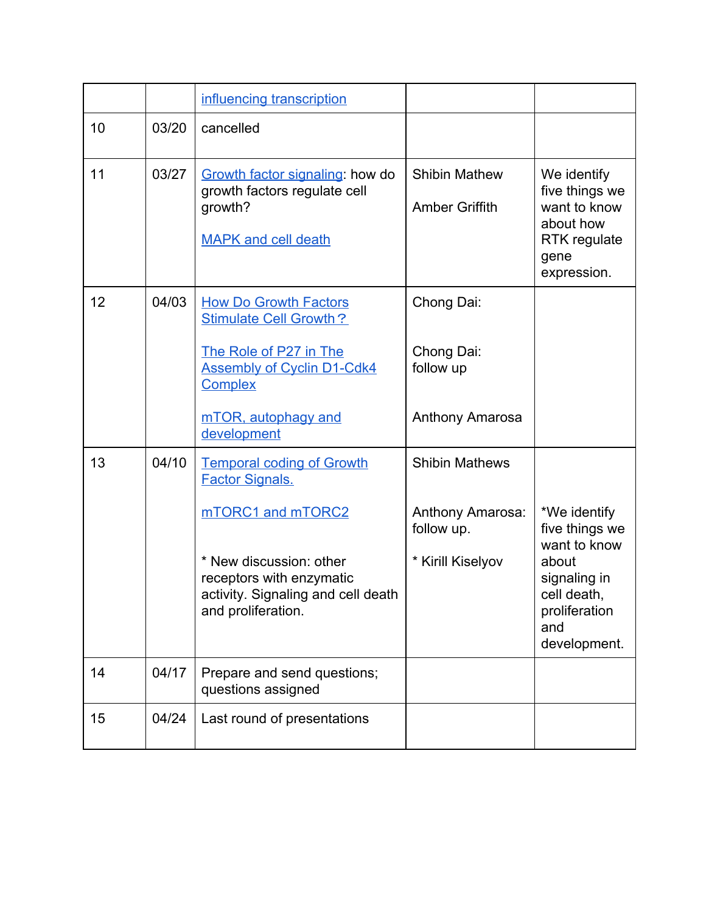| | | | | |
|---|---|---|---|---|
| | | influencing transcription | | |
| 10 | 03/20 | cancelled | | |
| 11 | 03/27 | Growth factor signaling: how do growth factors regulate cell growth?<br><br>MAPK and cell death | Shibin Mathew<br><br>Amber Griffith | We identify five things we want to know about how RTK regulate gene expression. |
| 12 | 04/03 | How Do Growth Factors Stimulate Cell Growth？<br><br>The Role of P27 in The Assembly of Cyclin D1-Cdk4 Complex<br><br>mTOR, autophagy and development | Chong Dai:<br><br>Chong Dai: follow up<br><br>Anthony Amarosa | |
| 13 | 04/10 | Temporal coding of Growth Factor Signals.<br><br>mTORC1 and mTORC2<br><br>* New discussion: other receptors with enzymatic activity. Signaling and cell death and proliferation. | Shibin Mathews<br><br>Anthony Amarosa: follow up.<br><br>* Kirill Kiselyov | *We identify five things we want to know about signaling in cell death, proliferation and development. |
| 14 | 04/17 | Prepare and send questions; questions assigned | | |
| 15 | 04/24 | Last round of presentations | | |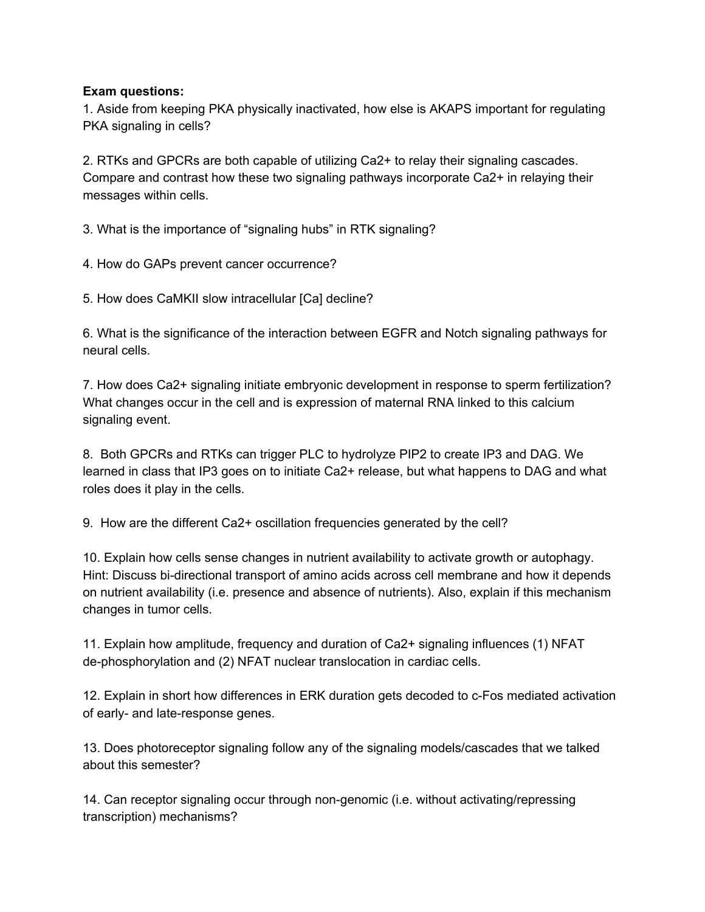**Exam questions:**

1. Aside from keeping PKA physically inactivated, how else is AKAPS important for regulating PKA signaling in cells?

2. RTKs and GPCRs are both capable of utilizing $Ca^{2+}$ to relay their signaling cascades. Compare and contrast how these two signaling pathways incorporate $Ca^{2+}$ in relaying their messages within cells.

3. What is the importance of “signaling hubs” in RTK signaling?

4. How do GAPs prevent cancer occurrence?

5. How does CaMKII slow intracellular [Ca] decline?

6. What is the significance of the interaction between EGFR and Notch signaling pathways for neural cells.

7. How does $Ca^{2+}$ signaling initiate embryonic development in response to sperm fertilization? What changes occur in the cell and is expression of maternal RNA linked to this calcium signaling event.

8. Both GPCRs and RTKs can trigger PLC to hydrolyze PIP2 to create IP3 and DAG. We learned in class that IP3 goes on to initiate $Ca^{2+}$ release, but what happens to DAG and what roles does it play in the cells.

9. How are the different $Ca^{2+}$ oscillation frequencies generated by the cell?

10. Explain how cells sense changes in nutrient availability to activate growth or autophagy. Hint: Discuss bi-directional transport of amino acids across cell membrane and how it depends on nutrient availability (i.e. presence and absence of nutrients). Also, explain if this mechanism changes in tumor cells.

11. Explain how amplitude, frequency and duration of $Ca^{2+}$ signaling influences (1) NFAT de-phosphorylation and (2) NFAT nuclear translocation in cardiac cells.

12. Explain in short how differences in ERK duration gets decoded to c-Fos mediated activation of early- and late-response genes.

13. Does photoreceptor signaling follow any of the signaling models/cascades that we talked about this semester?

14. Can receptor signaling occur through non-genomic (i.e. without activating/repressing transcription) mechanisms?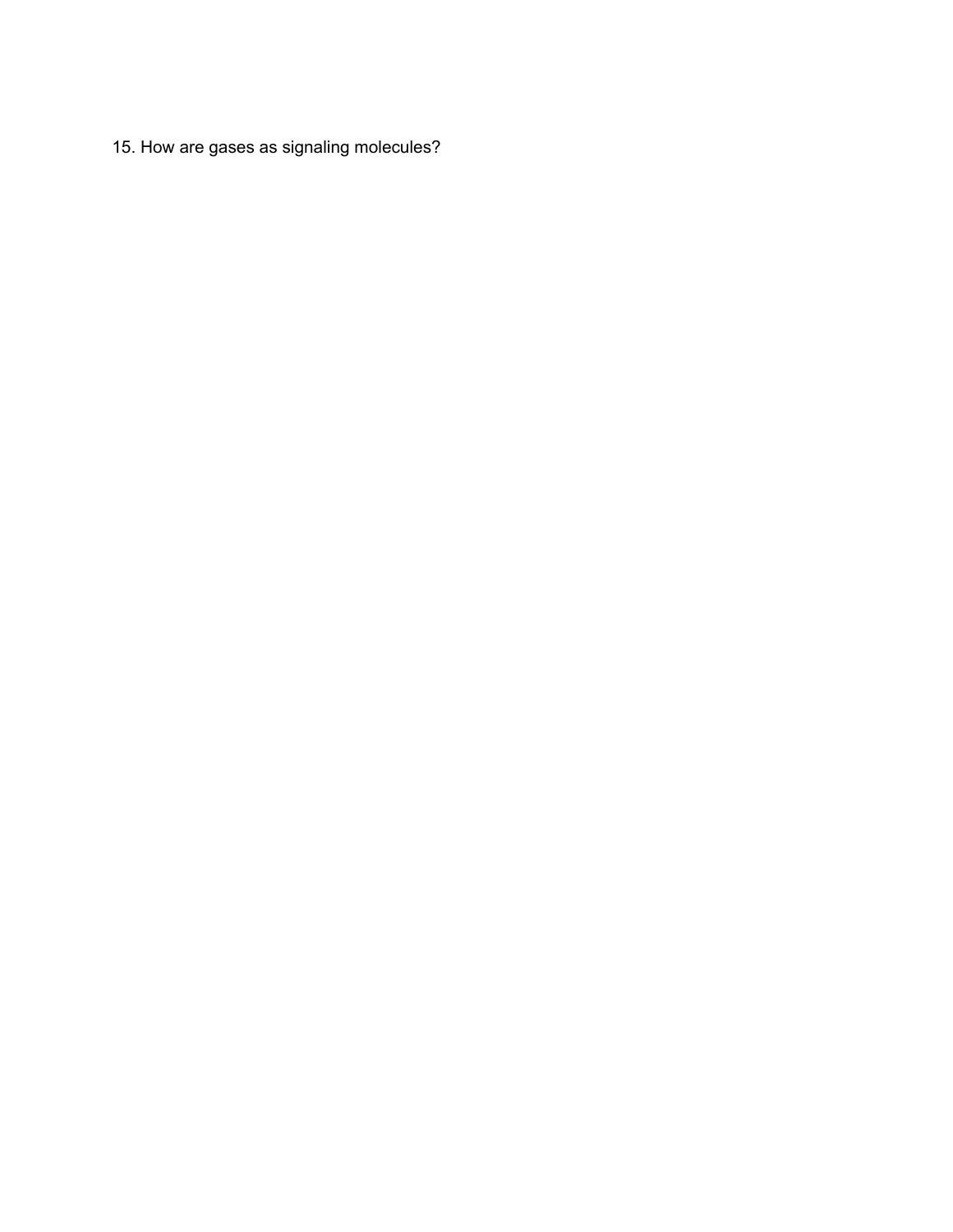15. How are gases as signaling molecules?